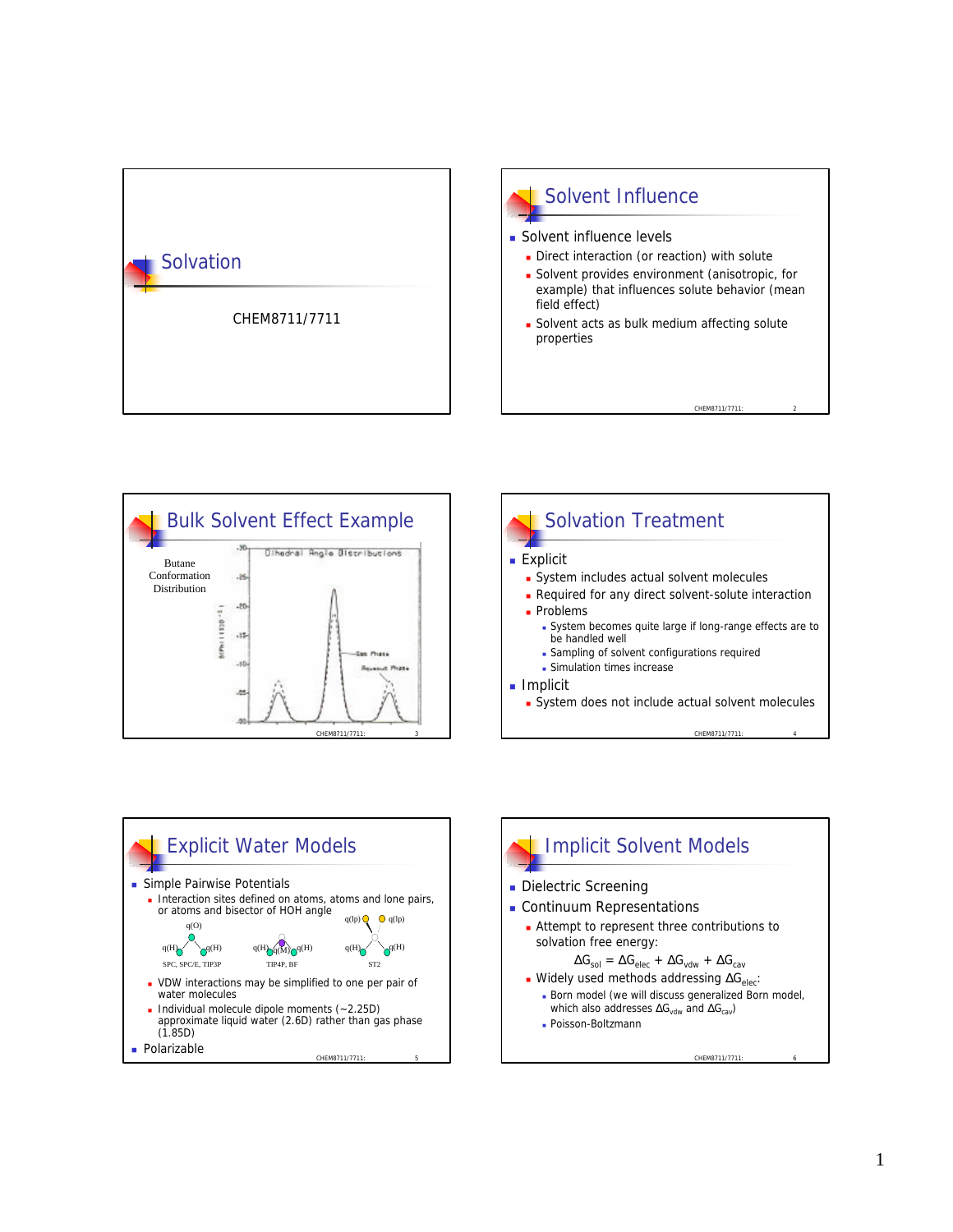# Solvation

CHEM8711/7711

## Solvent Influence

- Solvent influence levels
  - Direct interaction (or reaction) with solute
  - Solvent provides environment (anisotropic, for example) that influences solute behavior (mean field effect)
  - Solvent acts as bulk medium affecting solute properties

## Bulk Solvent Effect Example

Butane Conformation Distribution

Dihedral Angle Distributions

Gas Phase

Aqueous Phase

## Solvation Treatment

- Explicit
  - System includes actual solvent molecules
  - Required for any direct solvent-solute interaction
  - Problems
    - System becomes quite large if long-range effects are to be handled well
    - Sampling of solvent configurations required
    - Simulation times increase
- Implicit
  - System does not include actual solvent molecules

## Explicit Water Models

- Simple Pairwise Potentials
  - Interaction sites defined on atoms, atoms and lone pairs, or atoms and bisector of HOH angle

    q(O), q(H), q(H) — SPC, SPC/E, TIP3P

    q(H), q(M), q(H) — TIP4P, BF

    q(lp), q(lp), q(H), q(H) — ST2
  - VDW interactions may be simplified to one per pair of water molecules
  - Individual molecule dipole moments (~2.25D) approximate liquid water (2.6D) rather than gas phase (1.85D)
- Polarizable

## Implicit Solvent Models

- Dielectric Screening
- Continuum Representations
  - Attempt to represent three contributions to solvation free energy:

    $$\Delta G_{sol} = \Delta G_{elec} + \Delta G_{vdw} + \Delta G_{cav}$$
  - Widely used methods addressing $\Delta G_{elec}$:
    - Born model (we will discuss generalized Born model, which also addresses $\Delta G_{vdw}$ and $\Delta G_{cav}$)
    - Poisson-Boltzmann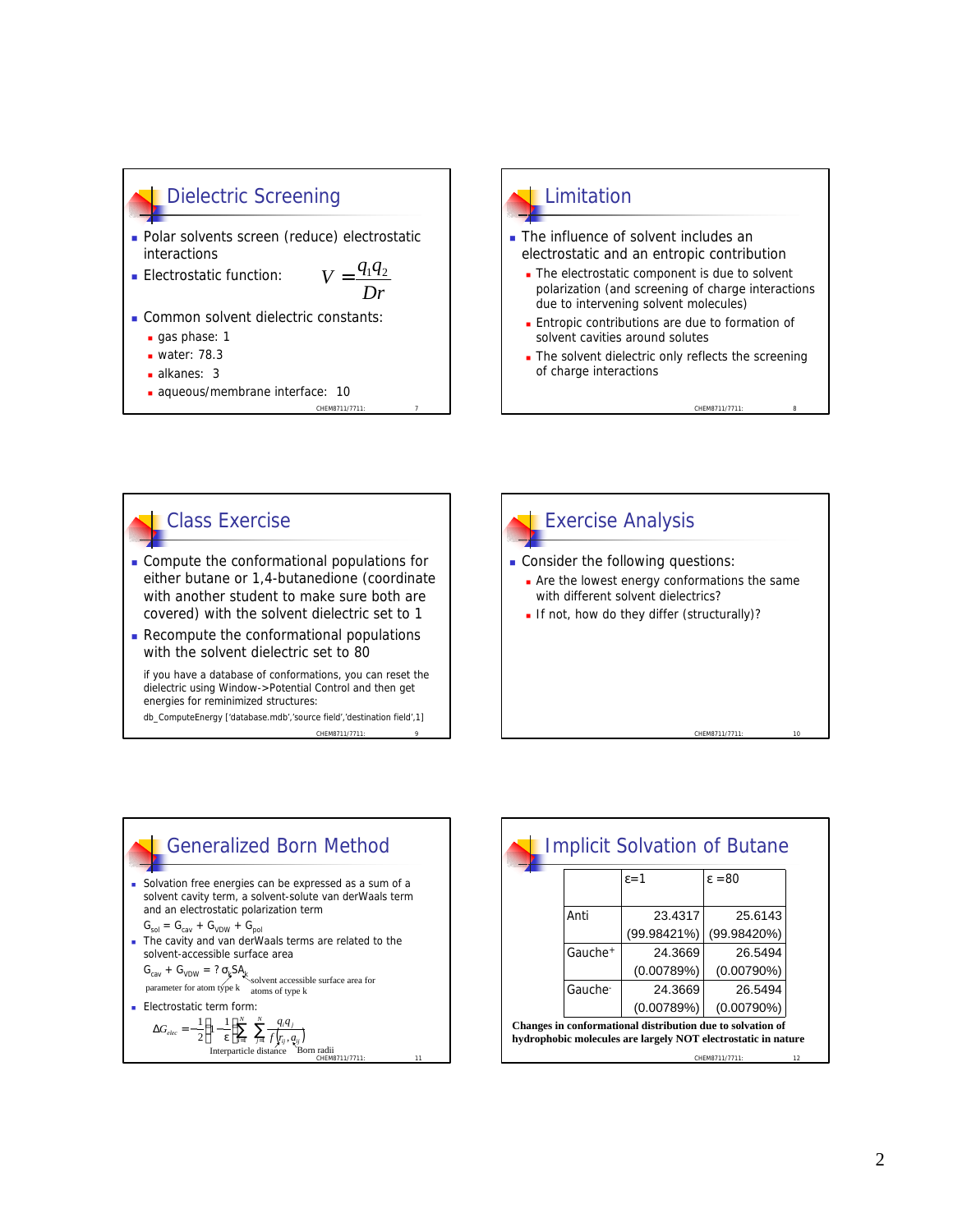## Dielectric Screening

- Polar solvents screen (reduce) electrostatic interactions
- Electrostatic function: $V = \frac{q_1 q_2}{Dr}$
- Common solvent dielectric constants:
  - gas phase: 1
  - water: 78.3
  - alkanes: 3
  - aqueous/membrane interface: 10

## Limitation

- The influence of solvent includes an electrostatic and an entropic contribution
  - The electrostatic component is due to solvent polarization (and screening of charge interactions due to intervening solvent molecules)
  - Entropic contributions are due to formation of solvent cavities around solutes
  - The solvent dielectric only reflects the screening of charge interactions

## Class Exercise

- Compute the conformational populations for either butane or 1,4-butanedione (coordinate with another student to make sure both are covered) with the solvent dielectric set to 1
- Recompute the conformational populations with the solvent dielectric set to 80

if you have a database of conformations, you can reset the dielectric using Window->Potential Control and then get energies for reminimized structures:

db_ComputeEnergy ['database.mdb','source field','destination field',1]

## Exercise Analysis

- Consider the following questions:
  - Are the lowest energy conformations the same with different solvent dielectrics?
  - If not, how do they differ (structurally)?

## Generalized Born Method

- Solvation free energies can be expressed as a sum of a solvent cavity term, a solvent-solute van derWaals term and an electrostatic polarization term

  $G_{sol} = G_{cav} + G_{VDW} + G_{pol}$
- The cavity and van derWaals terms are related to the solvent-accessible surface area

  $G_{cav} + G_{VDW} = \sum \sigma_k SA_k$

  $\sigma_k$: parameter for atom type k; $SA_k$: solvent accessible surface area for atoms of type k
- Electrostatic term form:

$$\Delta G_{elec} = -\frac{1}{2}\left(1 - \frac{1}{\varepsilon}\right)\sum_{i=1}^{N}\sum_{j=1}^{N}\frac{q_i q_j}{f(r_{ij}, a_{ij})}$$

$r_{ij}$: Interparticle distance; $a_{ij}$: Born radii

## Implicit Solvation of Butane

| | ε=1 | ε =80 |
|---|---|---|
| Anti | 23.4317 (99.98421%) | 25.6143 (99.98420%) |
| Gauche+ | 24.3669 (0.00789%) | 26.5494 (0.00790%) |
| Gauche- | 24.3669 (0.00789%) | 26.5494 (0.00790%) |

**Changes in conformational distribution due to solvation of hydrophobic molecules are largely NOT electrostatic in nature**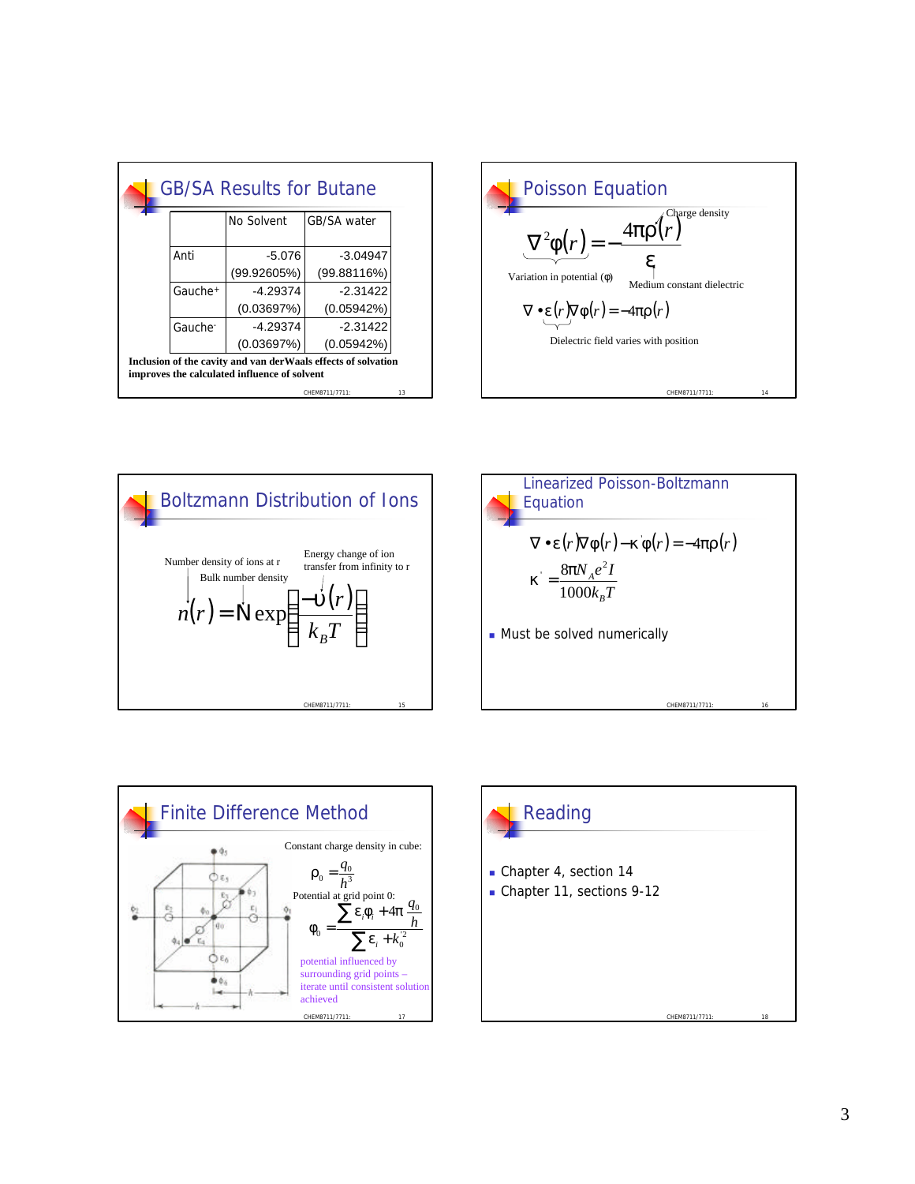## GB/SA Results for Butane

| | No Solvent | GB/SA water |
|---|---|---|
| Anti | -5.076 (99.92605%) | -3.04947 (99.88116%) |
| Gauche+ | -4.29374 (0.03697%) | -2.31422 (0.05942%) |
| Gauche- | -4.29374 (0.03697%) | -2.31422 (0.05942%) |

**Inclusion of the cavity and van derWaals effects of solvation improves the calculated influence of solvent**

## Poisson Equation

$$\nabla^2 \varphi(r) = -\frac{4\pi\rho(r)}{\varepsilon}$$

Variation in potential (φ)

Charge density

Medium constant dielectric

$$\nabla \bullet \varepsilon(r)\nabla\varphi(r) = -4\pi\rho(r)$$

Dielectric field varies with position

## Boltzmann Distribution of Ions

Number density of ions at r

Bulk number density

Energy change of ion transfer from infinity to r

$$n(r) = N \exp\left[\frac{-\upsilon(r)}{k_B T}\right]$$

## Linearized Poisson-Boltzmann Equation

$$\nabla \bullet \varepsilon(r)\nabla\varphi(r) - \kappa'\varphi(r) = -4\pi\rho(r)$$

$$\kappa' = \frac{8\pi N_A e^2 I}{1000 k_B T}$$

- Must be solved numerically

## Finite Difference Method

Constant charge density in cube:

$$\rho_0 = \frac{q_0}{h^3}$$

Potential at grid point 0:

$$\varphi_0 = \frac{\sum \varepsilon_i \varphi_i + 4\pi \frac{q_0}{h}}{\sum \varepsilon_i + k_0'^2}$$

potential influenced by surrounding grid points – iterate until consistent solution achieved

## Reading

- Chapter 4, section 14
- Chapter 11, sections 9-12